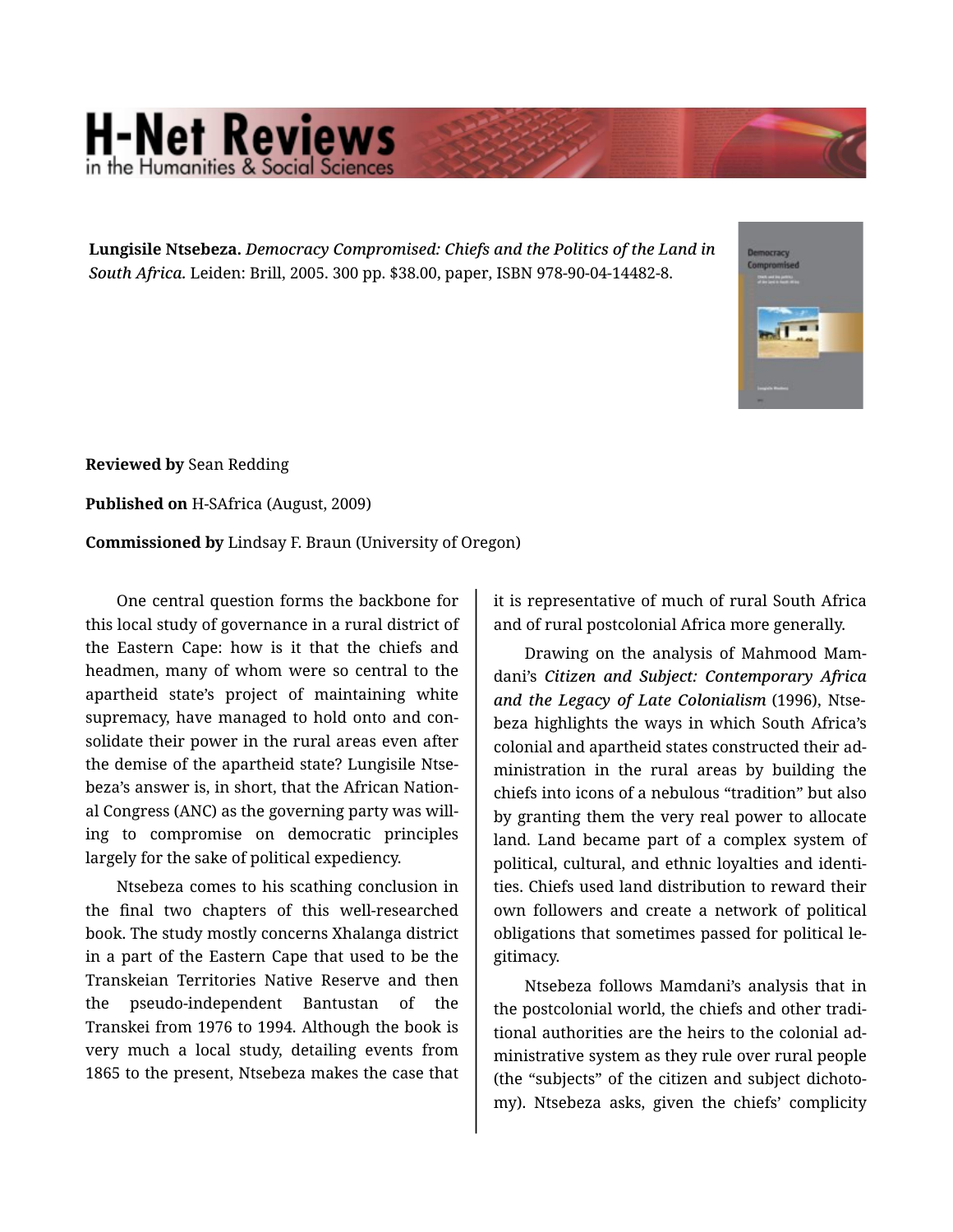**Lungisile Ntsebeza.** *Democracy Compromised: Chiefs and the Politics of the Land in South Africa.* Leiden: Brill, 2005. 300 pp. $38.00, paper, ISBN 978-90-04-14482-8.

**Reviewed by** Sean Redding

**Published on** H-SAfrica (August, 2009)

**Commissioned by** Lindsay F. Braun (University of Oregon)

One central question forms the backbone for this local study of governance in a rural district of the Eastern Cape: how is it that the chiefs and headmen, many of whom were so central to the apartheid state's project of maintaining white supremacy, have managed to hold onto and consolidate their power in the rural areas even after the demise of the apartheid state? Lungisile Ntsebeza's answer is, in short, that the African National Congress (ANC) as the governing party was willing to compromise on democratic principles largely for the sake of political expediency.

Ntsebeza comes to his scathing conclusion in the final two chapters of this well-researched book. The study mostly concerns Xhalanga district in a part of the Eastern Cape that used to be the Transkeian Territories Native Reserve and then the pseudo-independent Bantustan of the Transkei from 1976 to 1994. Although the book is very much a local study, detailing events from 1865 to the present, Ntsebeza makes the case that it is representative of much of rural South Africa and of rural postcolonial Africa more generally.

Drawing on the analysis of Mahmood Mamdani's ***Citizen and Subject: Contemporary Africa and the Legacy of Late Colonialism*** (1996), Ntsebeza highlights the ways in which South Africa's colonial and apartheid states constructed their administration in the rural areas by building the chiefs into icons of a nebulous "tradition" but also by granting them the very real power to allocate land. Land became part of a complex system of political, cultural, and ethnic loyalties and identities. Chiefs used land distribution to reward their own followers and create a network of political obligations that sometimes passed for political legitimacy.

Ntsebeza follows Mamdani's analysis that in the postcolonial world, the chiefs and other traditional authorities are the heirs to the colonial administrative system as they rule over rural people (the "subjects" of the citizen and subject dichotomy). Ntsebeza asks, given the chiefs' complicity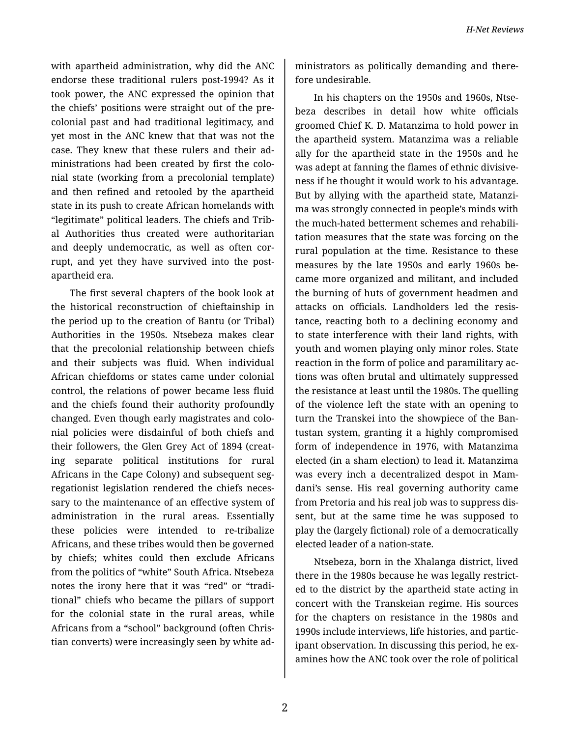with apartheid administration, why did the ANC endorse these traditional rulers post-1994? As it took power, the ANC expressed the opinion that the chiefs' positions were straight out of the precolonial past and had traditional legitimacy, and yet most in the ANC knew that that was not the case. They knew that these rulers and their administrations had been created by first the colonial state (working from a precolonial template) and then refined and retooled by the apartheid state in its push to create African homelands with "legitimate" political leaders. The chiefs and Tribal Authorities thus created were authoritarian and deeply undemocratic, as well as often corrupt, and yet they have survived into the post-apartheid era.

The first several chapters of the book look at the historical reconstruction of chieftainship in the period up to the creation of Bantu (or Tribal) Authorities in the 1950s. Ntsebeza makes clear that the precolonial relationship between chiefs and their subjects was fluid. When individual African chiefdoms or states came under colonial control, the relations of power became less fluid and the chiefs found their authority profoundly changed. Even though early magistrates and colonial policies were disdainful of both chiefs and their followers, the Glen Grey Act of 1894 (creating separate political institutions for rural Africans in the Cape Colony) and subsequent segregationist legislation rendered the chiefs necessary to the maintenance of an effective system of administration in the rural areas. Essentially these policies were intended to re-tribalize Africans, and these tribes would then be governed by chiefs; whites could then exclude Africans from the politics of "white" South Africa. Ntsebeza notes the irony here that it was "red" or "traditional" chiefs who became the pillars of support for the colonial state in the rural areas, while Africans from a "school" background (often Christian converts) were increasingly seen by white administrators as politically demanding and therefore undesirable.

In his chapters on the 1950s and 1960s, Ntsebeza describes in detail how white officials groomed Chief K. D. Matanzima to hold power in the apartheid system. Matanzima was a reliable ally for the apartheid state in the 1950s and he was adept at fanning the flames of ethnic divisiveness if he thought it would work to his advantage. But by allying with the apartheid state, Matanzima was strongly connected in people's minds with the much-hated betterment schemes and rehabilitation measures that the state was forcing on the rural population at the time. Resistance to these measures by the late 1950s and early 1960s became more organized and militant, and included the burning of huts of government headmen and attacks on officials. Landholders led the resistance, reacting both to a declining economy and to state interference with their land rights, with youth and women playing only minor roles. State reaction in the form of police and paramilitary actions was often brutal and ultimately suppressed the resistance at least until the 1980s. The quelling of the violence left the state with an opening to turn the Transkei into the showpiece of the Bantustan system, granting it a highly compromised form of independence in 1976, with Matanzima elected (in a sham election) to lead it. Matanzima was every inch a decentralized despot in Mamdani's sense. His real governing authority came from Pretoria and his real job was to suppress dissent, but at the same time he was supposed to play the (largely fictional) role of a democratically elected leader of a nation-state.

Ntsebeza, born in the Xhalanga district, lived there in the 1980s because he was legally restricted to the district by the apartheid state acting in concert with the Transkeian regime. His sources for the chapters on resistance in the 1980s and 1990s include interviews, life histories, and participant observation. In discussing this period, he examines how the ANC took over the role of political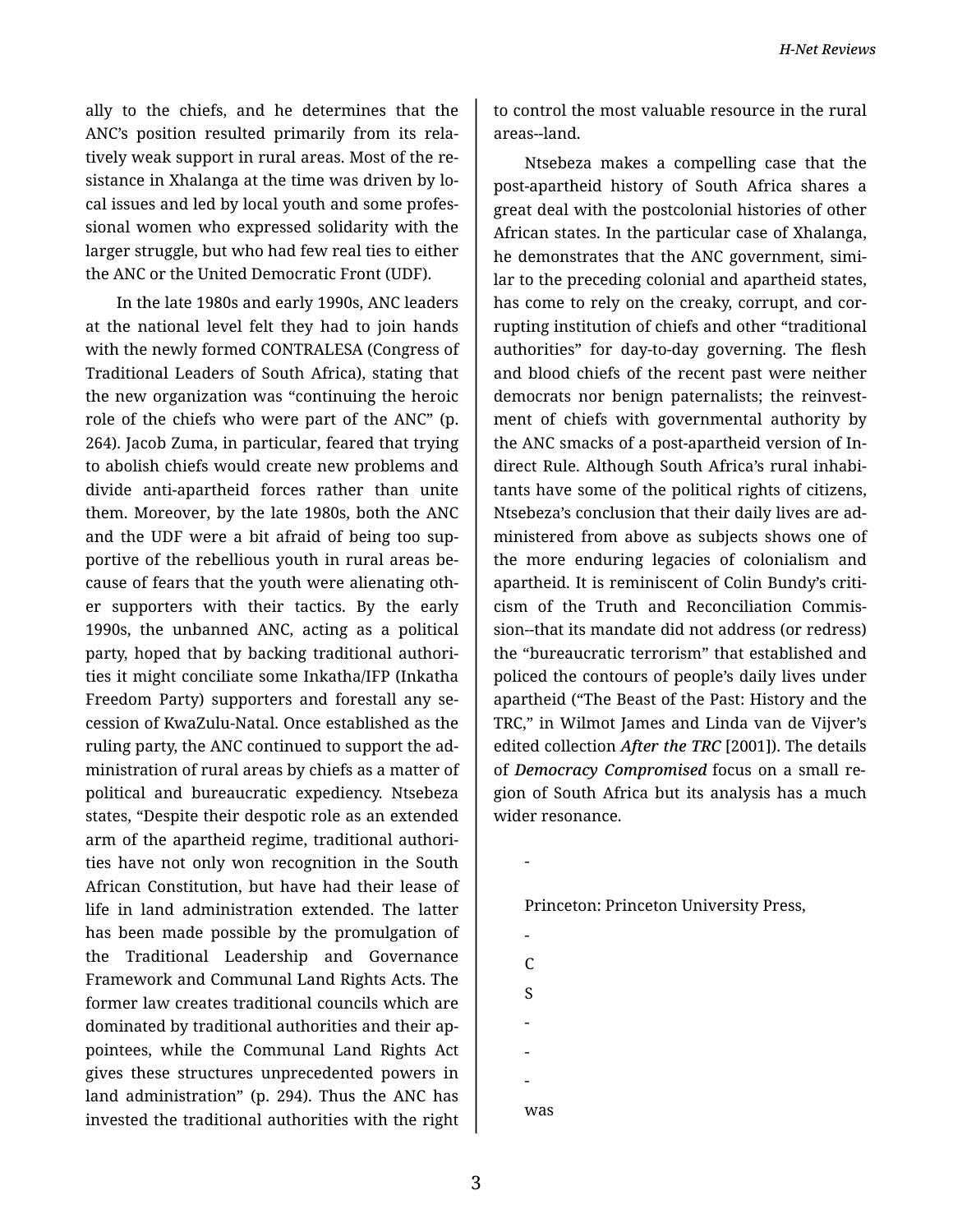ally to the chiefs, and he determines that the ANC's position resulted primarily from its relatively weak support in rural areas. Most of the resistance in Xhalanga at the time was driven by local issues and led by local youth and some professional women who expressed solidarity with the larger struggle, but who had few real ties to either the ANC or the United Democratic Front (UDF).

In the late 1980s and early 1990s, ANC leaders at the national level felt they had to join hands with the newly formed CONTRALESA (Congress of Traditional Leaders of South Africa), stating that the new organization was "continuing the heroic role of the chiefs who were part of the ANC" (p. 264). Jacob Zuma, in particular, feared that trying to abolish chiefs would create new problems and divide anti-apartheid forces rather than unite them. Moreover, by the late 1980s, both the ANC and the UDF were a bit afraid of being too supportive of the rebellious youth in rural areas because of fears that the youth were alienating other supporters with their tactics. By the early 1990s, the unbanned ANC, acting as a political party, hoped that by backing traditional authorities it might conciliate some Inkatha/IFP (Inkatha Freedom Party) supporters and forestall any secession of KwaZulu-Natal. Once established as the ruling party, the ANC continued to support the administration of rural areas by chiefs as a matter of political and bureaucratic expediency. Ntsebeza states, "Despite their despotic role as an extended arm of the apartheid regime, traditional authorities have not only won recognition in the South African Constitution, but have had their lease of life in land administration extended. The latter has been made possible by the promulgation of the Traditional Leadership and Governance Framework and Communal Land Rights Acts. The former law creates traditional councils which are dominated by traditional authorities and their appointees, while the Communal Land Rights Act gives these structures unprecedented powers in land administration" (p. 294). Thus the ANC has invested the traditional authorities with the right to control the most valuable resource in the rural areas--land.

Ntsebeza makes a compelling case that the post-apartheid history of South Africa shares a great deal with the postcolonial histories of other African states. In the particular case of Xhalanga, he demonstrates that the ANC government, similar to the preceding colonial and apartheid states, has come to rely on the creaky, corrupt, and corrupting institution of chiefs and other "traditional authorities" for day-to-day governing. The flesh and blood chiefs of the recent past were neither democrats nor benign paternalists; the reinvestment of chiefs with governmental authority by the ANC smacks of a post-apartheid version of Indirect Rule. Although South Africa's rural inhabitants have some of the political rights of citizens, Ntsebeza's conclusion that their daily lives are administered from above as subjects shows one of the more enduring legacies of colonialism and apartheid. It is reminiscent of Colin Bundy's criticism of the Truth and Reconciliation Commission--that its mandate did not address (or redress) the "bureaucratic terrorism" that established and policed the contours of people's daily lives under apartheid ("The Beast of the Past: History and the TRC," in Wilmot James and Linda van de Vijver's edited collection ***After the TRC*** [2001]). The details of ***Democracy Compromised*** focus on a small region of South Africa but its analysis has a much wider resonance.

-

Princeton: Princeton University Press,

-

C

S

-

-

-

was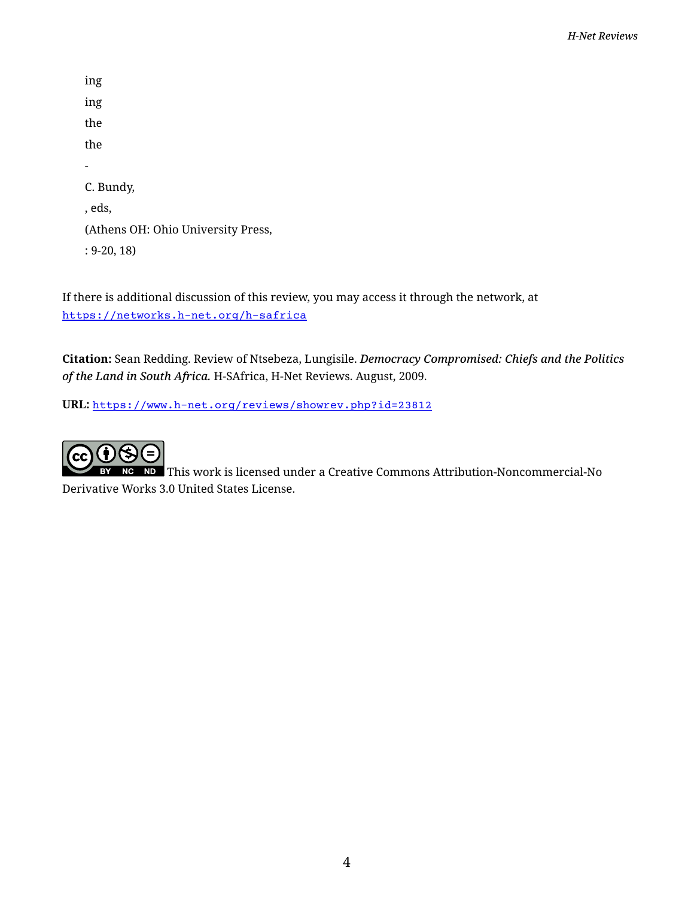ing

ing

the

the

-

C. Bundy,

, eds,

(Athens OH: Ohio University Press,

: 9-20, 18)

If there is additional discussion of this review, you may access it through the network, at https://networks.h-net.org/h-safrica

**Citation:** Sean Redding. Review of Ntsebeza, Lungisile. *Democracy Compromised: Chiefs and the Politics of the Land in South Africa.* H-SAfrica, H-Net Reviews. August, 2009.

**URL:** https://www.h-net.org/reviews/showrev.php?id=23812

This work is licensed under a Creative Commons Attribution-Noncommercial-No Derivative Works 3.0 United States License.